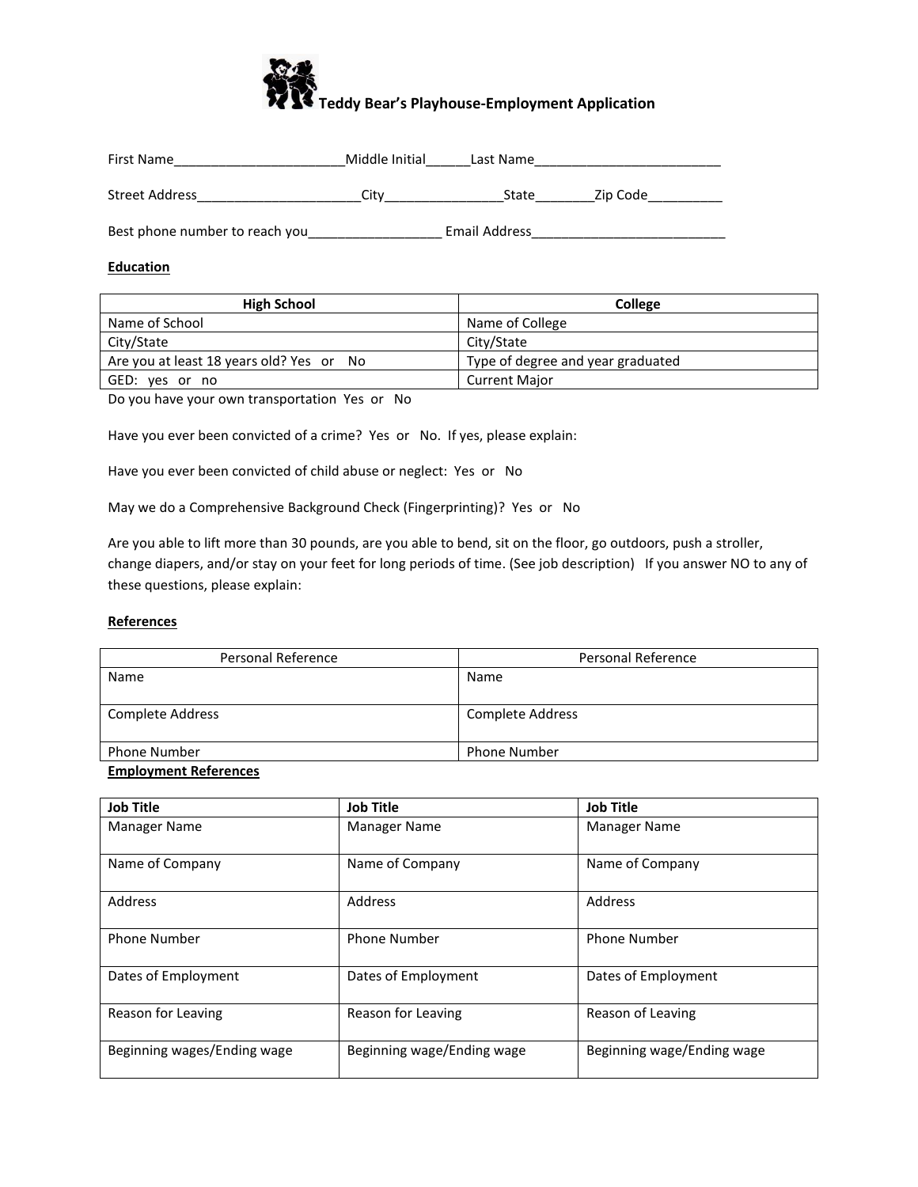# Teddy Bear's Playhouse-Employment Application

First Name_______________________Middle Initial______Last Name_________________________

Street Address______________________City________________State________Zip Code_________

Best phone number to reach you__________________ Email Address__________________________

**Education**

| High School | College |
|---|---|
| Name of School | Name of College |
| City/State | City/State |
| Are you at least 18 years old? Yes or No | Type of degree and year graduated |
| GED: yes or no | Current Major |

Do you have your own transportation Yes or No

Have you ever been convicted of a crime? Yes or No. If yes, please explain:

Have you ever been convicted of child abuse or neglect: Yes or No

May we do a Comprehensive Background Check (Fingerprinting)? Yes or No

Are you able to lift more than 30 pounds, are you able to bend, sit on the floor, go outdoors, push a stroller, change diapers, and/or stay on your feet for long periods of time. (See job description) If you answer NO to any of these questions, please explain:

**References**

| Personal Reference | Personal Reference |
|---|---|
| Name | Name |
| Complete Address | Complete Address |
| Phone Number | Phone Number |

**Employment References**

| Job Title | Job Title | Job Title |
|---|---|---|
| Manager Name | Manager Name | Manager Name |
| Name of Company | Name of Company | Name of Company |
| Address | Address | Address |
| Phone Number | Phone Number | Phone Number |
| Dates of Employment | Dates of Employment | Dates of Employment |
| Reason for Leaving | Reason for Leaving | Reason of Leaving |
| Beginning wages/Ending wage | Beginning wage/Ending wage | Beginning wage/Ending wage |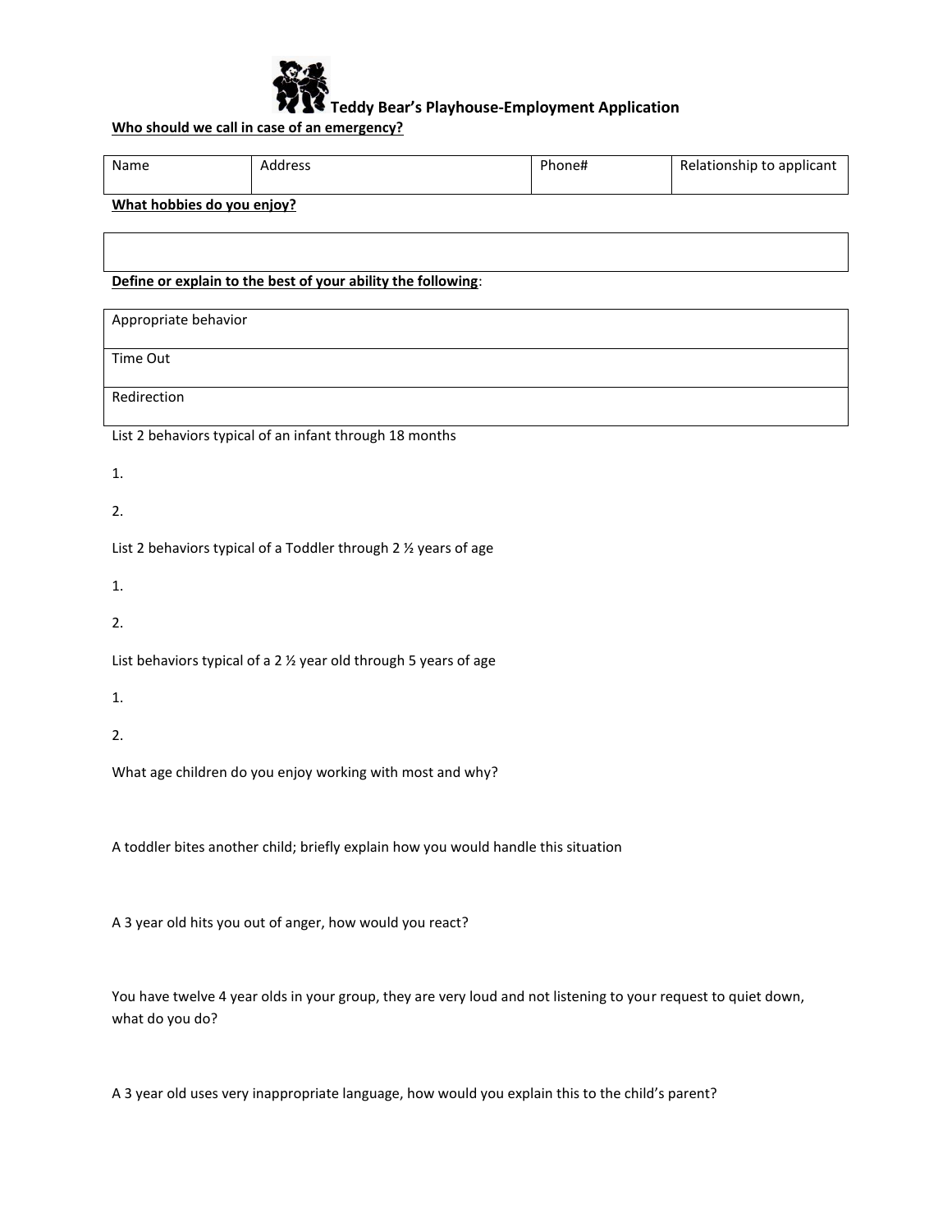# Teddy Bear's Playhouse-Employment Application

**Who should we call in case of an emergency?**

| Name | Address | Phone# | Relationship to applicant |
|---|---|---|---|

**What hobbies do you enjoy?**

| |
|---|
| |

**Define or explain to the best of your ability the following**:

| |
|---|
| Appropriate behavior |
| Time Out |
| Redirection |

List 2 behaviors typical of an infant through 18 months

1.

2.

List 2 behaviors typical of a Toddler through 2 ½ years of age

1.

2.

List behaviors typical of a 2 ½ year old through 5 years of age

1.

2.

What age children do you enjoy working with most and why?

A toddler bites another child; briefly explain how you would handle this situation

A 3 year old hits you out of anger, how would you react?

You have twelve 4 year olds in your group, they are very loud and not listening to your request to quiet down, what do you do?

A 3 year old uses very inappropriate language, how would you explain this to the child's parent?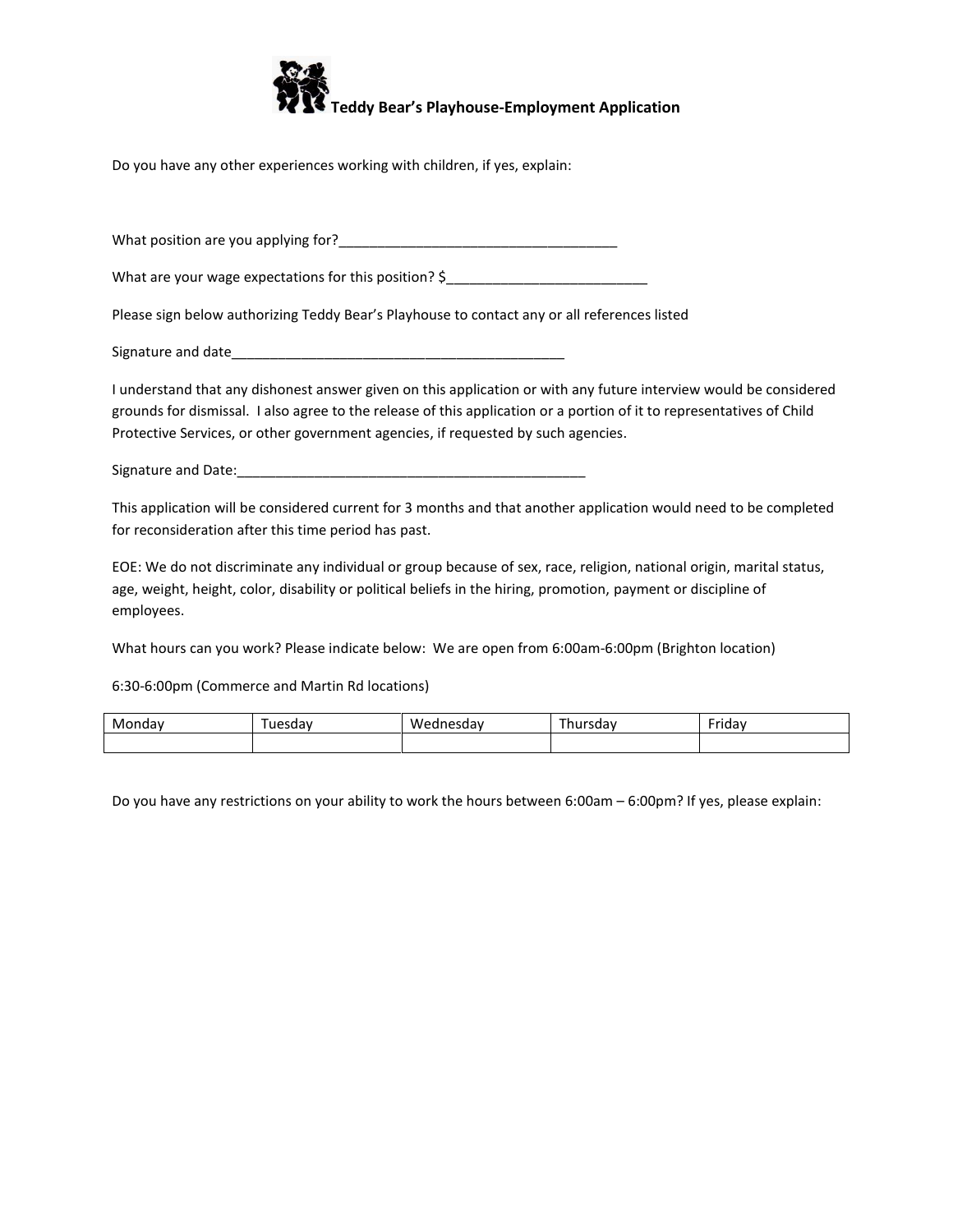**Teddy Bear's Playhouse-Employment Application**

Do you have any other experiences working with children, if yes, explain:

What position are you applying for?____________________________________

What are your wage expectations for this position? $__________________________

Please sign below authorizing Teddy Bear's Playhouse to contact any or all references listed

Signature and date____________________________________________

I understand that any dishonest answer given on this application or with any future interview would be considered grounds for dismissal. I also agree to the release of this application or a portion of it to representatives of Child Protective Services, or other government agencies, if requested by such agencies.

Signature and Date:_______________________________________________

This application will be considered current for 3 months and that another application would need to be completed for reconsideration after this time period has past.

EOE: We do not discriminate any individual or group because of sex, race, religion, national origin, marital status, age, weight, height, color, disability or political beliefs in the hiring, promotion, payment or discipline of employees.

What hours can you work? Please indicate below: We are open from 6:00am-6:00pm (Brighton location)

6:30-6:00pm (Commerce and Martin Rd locations)

| Monday | Tuesday | Wednesday | Thursday | Friday |
|---|---|---|---|---|
| | | | | |

Do you have any restrictions on your ability to work the hours between 6:00am – 6:00pm? If yes, please explain: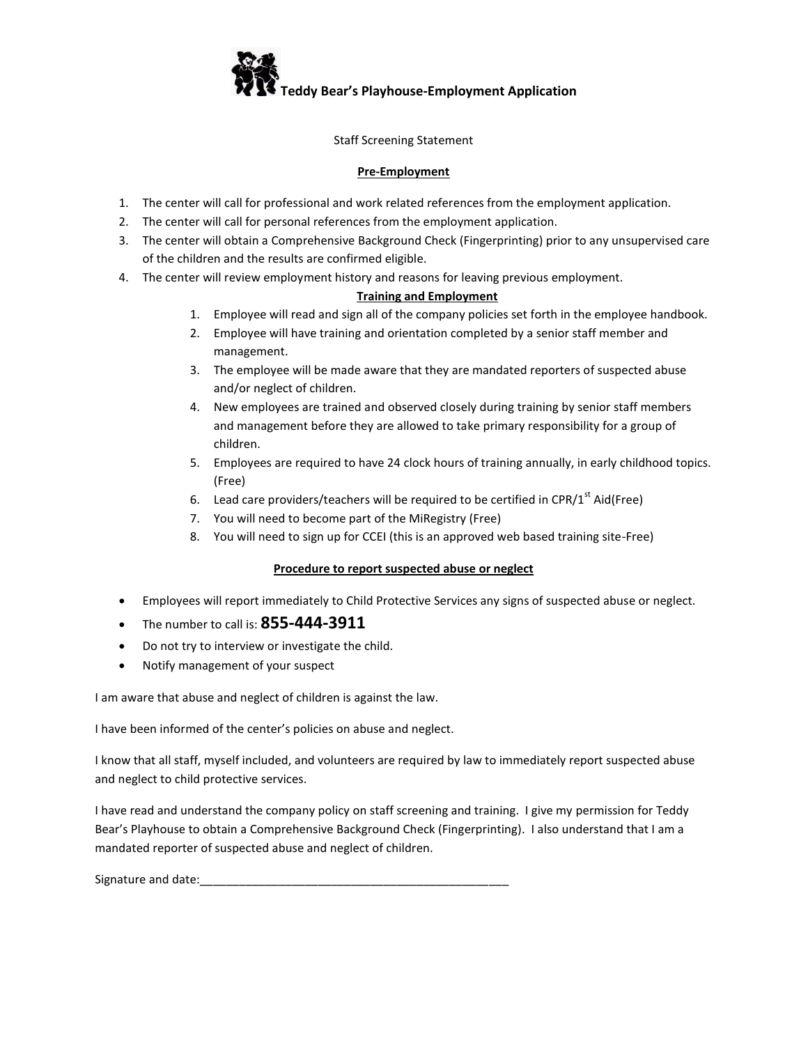# Teddy Bear's Playhouse-Employment Application

Staff Screening Statement

**Pre-Employment**

1. The center will call for professional and work related references from the employment application.
2. The center will call for personal references from the employment application.
3. The center will obtain a Comprehensive Background Check (Fingerprinting) prior to any unsupervised care of the children and the results are confirmed eligible.
4. The center will review employment history and reasons for leaving previous employment.

**Training and Employment**

1. Employee will read and sign all of the company policies set forth in the employee handbook.
2. Employee will have training and orientation completed by a senior staff member and management.
3. The employee will be made aware that they are mandated reporters of suspected abuse and/or neglect of children.
4. New employees are trained and observed closely during training by senior staff members and management before they are allowed to take primary responsibility for a group of children.
5. Employees are required to have 24 clock hours of training annually, in early childhood topics. (Free)
6. Lead care providers/teachers will be required to be certified in CPR/1st Aid(Free)
7. You will need to become part of the MiRegistry (Free)
8. You will need to sign up for CCEI (this is an approved web based training site-Free)

**Procedure to report suspected abuse or neglect**

- Employees will report immediately to Child Protective Services any signs of suspected abuse or neglect.
- The number to call is: **855-444-3911**
- Do not try to interview or investigate the child.
- Notify management of your suspect

I am aware that abuse and neglect of children is against the law.

I have been informed of the center's policies on abuse and neglect.

I know that all staff, myself included, and volunteers are required by law to immediately report suspected abuse and neglect to child protective services.

I have read and understand the company policy on staff screening and training. I give my permission for Teddy Bear's Playhouse to obtain a Comprehensive Background Check (Fingerprinting). I also understand that I am a mandated reporter of suspected abuse and neglect of children.

Signature and date:_______________________________________________